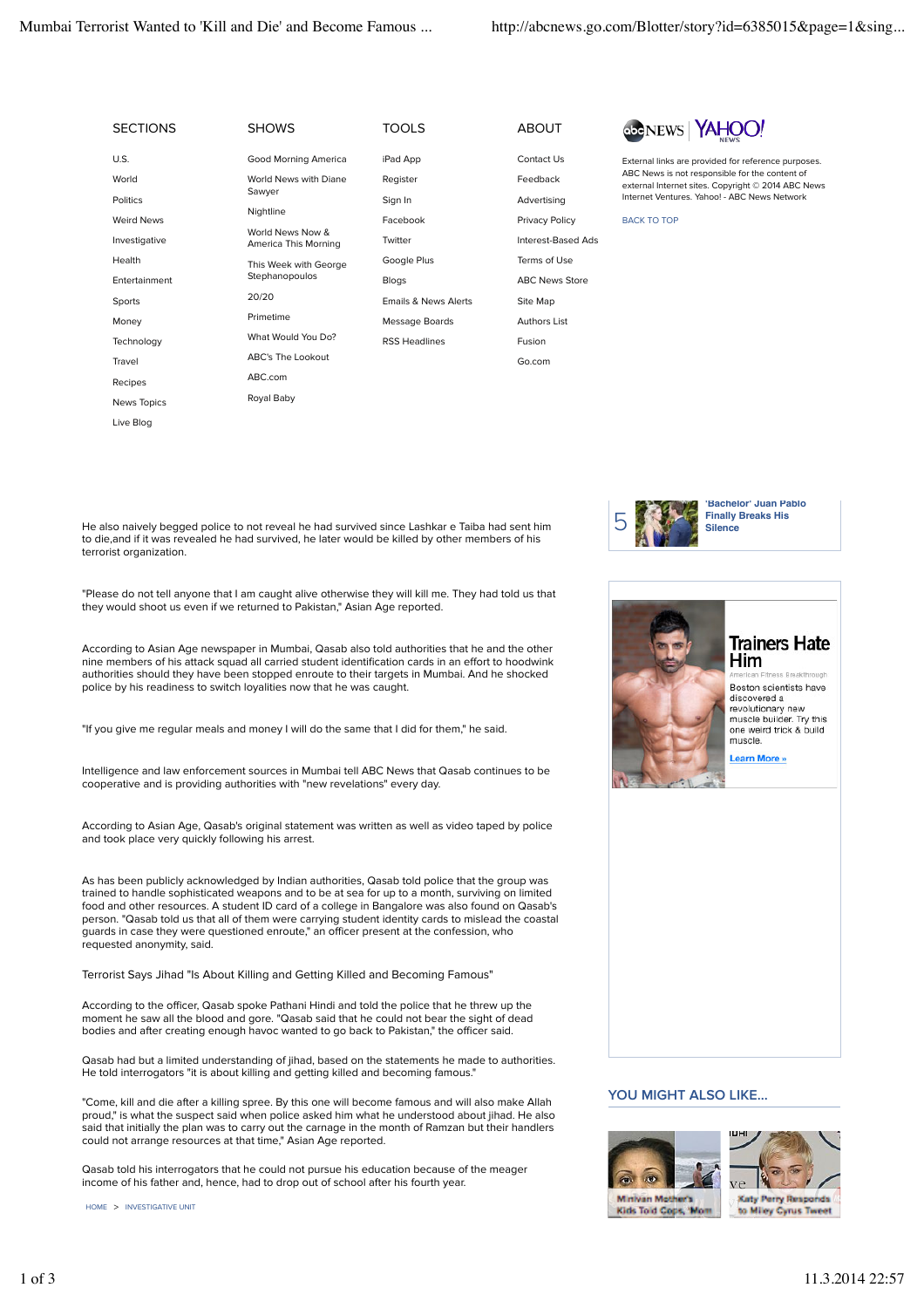He also naively begged police to not reveal he had survived since Lashkar e Taiba had sent him to die,and if it was revealed he had survived, he later would be killed by other members of his terrorist organization.

"Please do not tell anyone that I am caught alive otherwise they will kill me. They had told us that they would shoot us even if we returned to Pakistan," Asian Age reported.

According to Asian Age newspaper in Mumbai, Qasab also told authorities that he and the other nine members of his attack squad all carried student identification cards in an effort to hoodwink authorities should they have been stopped enroute to their targets in Mumbai. And he shocked police by his readiness to switch loyalities now that he was caught.

"If you give me regular meals and money I will do the same that I did for them," he said.

Intelligence and law enforcement sources in Mumbai tell ABC News that Qasab continues to be cooperative and is providing authorities with "new revelations" every day.

According to Asian Age, Qasab's original statement was written as well as video taped by police and took place very quickly following his arrest.

As has been publicly acknowledged by Indian authorities, Qasab told police that the group was trained to handle sophisticated weapons and to be at sea for up to a month, surviving on limited food and other resources. A student ID card of a college in Bangalore was also found on Qasab's person. "Qasab told us that all of them were carrying student identity cards to mislead the coastal guards in case they were questioned enroute," an officer present at the confession, who requested anonymity, said.

## Terrorist Says Jihad "Is About Killing and Getting Killed and Becoming Famous"

According to the officer, Qasab spoke Pathani Hindi and told the police that he threw up the moment he saw all the blood and gore. "Qasab said that he could not bear the sight of dead bodies and after creating enough havoc wanted to go back to Pakistan," the officer said.

Qasab had but a limited understanding of jihad, based on the statements he made to authorities. He told interrogators "it is about killing and getting killed and becoming famous."

"Come, kill and die after a killing spree. By this one will become famous and will also make Allah proud," is what the suspect said when police asked him what he understood about jihad. He also said that initially the plan was to carry out the carnage in the month of Ramzan but their handlers could not arrange resources at that time," Asian Age reported.

Qasab told his interrogators that he could not pursue his education because of the meager income of his father and, hence, had to drop out of school after his fourth year.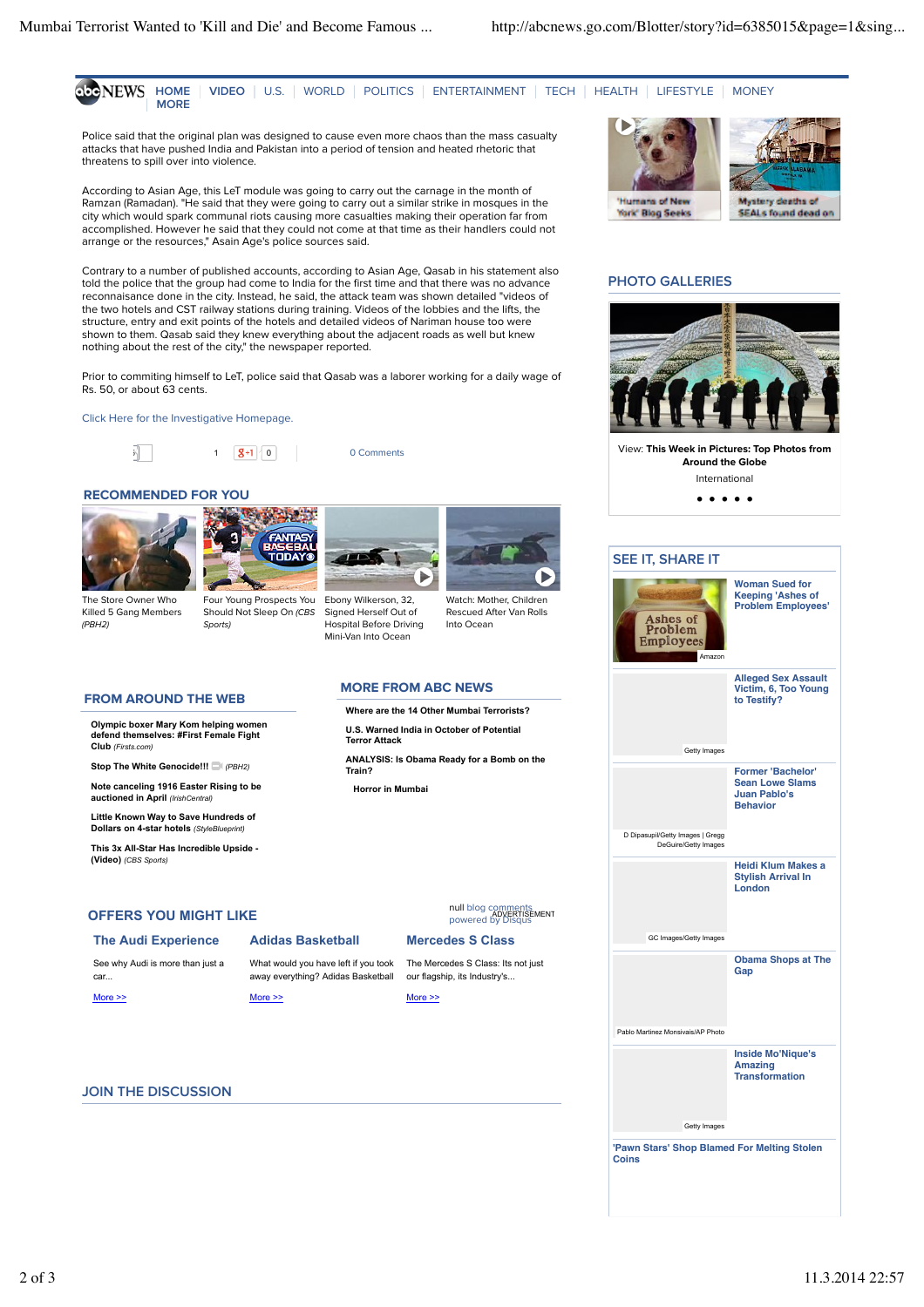Police said that the original plan was designed to cause even more chaos than the mass casualty attacks that have pushed India and Pakistan into a period of tension and heated rhetoric that threatens to spill over into violence.

According to Asian Age, this LeT module was going to carry out the carnage in the month of Ramzan (Ramadan). "He said that they were going to carry out a similar strike in mosques in the city which would spark communal riots causing more casualties making their operation far from accomplished. However he said that they could not come at that time as their handlers could not arrange or the resources," Asain Age's police sources said.

Contrary to a number of published accounts, according to Asian Age, Qasab in his statement also told the police that the group had come to India for the first time and that there was no advance reconnaissance done in the city. Instead, he said, the attack team was shown detailed "videos of the two hotels and CST railway stations during training. Videos of the lobbies and the lifts, the structure, entry and exit points of the hotels and detailed videos of Nariman house too were shown to them. Qasab said they knew everything about the adjacent roads as well but knew nothing about the rest of the city," the newspaper reported.

Prior to commiting himself to LeT, police said that Qasab was a laborer working for a daily wage of Rs. 50, or about 63 cents.

Click Here for the Investigative Homepage.

1 | 8+1 | 0 | 0 Comments

## RECOMMENDED FOR YOU

- The Store Owner Who Killed 5 Gang Members *(PBH2)*
- Four Young Prospects You Should Not Sleep On *(CBS Sports)*
- Ebony Wilkerson, 32, Signed Herself Out of Hospital Before Driving Mini-Van Into Ocean
- Watch: Mother, Children Rescued After Van Rolls Into Ocean

## FROM AROUND THE WEB

- **Olympic boxer Mary Kom helping women defend themselves: #First Female Fight Club** *(Firsts.com)*
- **Stop The White Genocide!!!** *(PBH2)*
- **Note canceling 1916 Easter Rising to be auctioned in April** *(IrishCentral)*
- **Little Known Way to Save Hundreds of Dollars on 4-star hotels** *(StyleBlueprint)*
- **This 3x All-Star Has Incredible Upside - (Video)** *(CBS Sports)*

## MORE FROM ABC NEWS

- **Where are the 14 Other Mumbai Terrorists?**
- **U.S. Warned India in October of Potential Terror Attack**
- **ANALYSIS: Is Obama Ready for a Bomb on the Train?**
- **Horror in Mumbai**

## OFFERS YOU MIGHT LIKE

null blog comments powered by Disqus

ADVERTISEMENT

### The Audi Experience

See why Audi is more than just a car...

More >>

### Adidas Basketball

What would you have left if you took away everything? Adidas Basketball

More >>

### Mercedes S Class

The Mercedes S Class: Its not just our flagship, its Industry's...

More >>

## JOIN THE DISCUSSION

'Humans of New York' Blog Seeks

Mystery deaths of SEALs found dead on

## PHOTO GALLERIES

View: **This Week in Pictures: Top Photos from Around the Globe**

International

## SEE IT, SHARE IT

- **Woman Sued for Keeping 'Ashes of Problem Employees'** (Amazon)
- **Alleged Sex Assault Victim, 6, Too Young to Testify?** (Getty Images)
- **Former 'Bachelor' Sean Lowe Slams Juan Pablo's Behavior** (D Dipasupil/Getty Images | Gregg DeGuire/Getty Images)
- **Heidi Klum Makes a Stylish Arrival In London** (GC Images/Getty Images)
- **Obama Shops at The Gap** (Pablo Martinez Monsivais/AP Photo)
- **Inside Mo'Nique's Amazing Transformation** (Getty Images)
- **'Pawn Stars' Shop Blamed For Melting Stolen Coins**